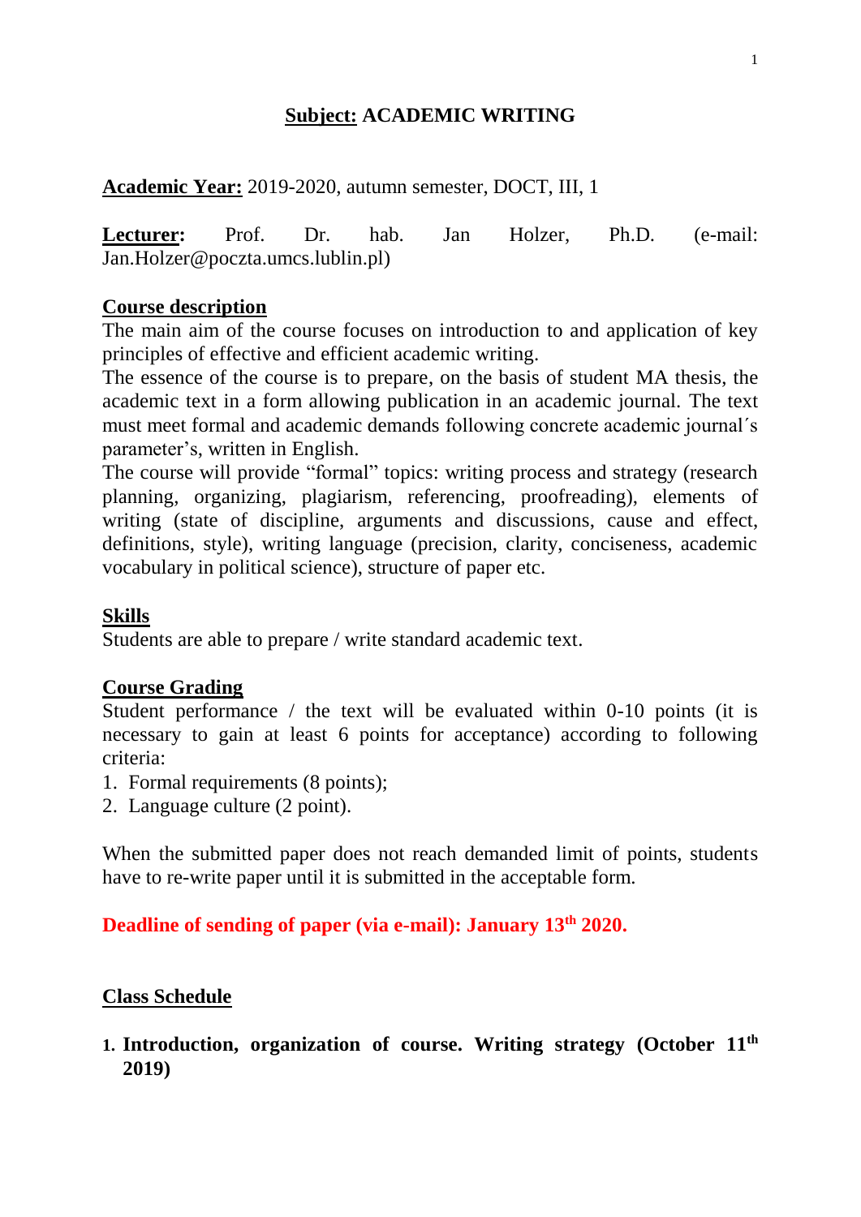# <u>Subject:</u> ACADEMIC WRITING

**<u>Academic Year:</u>** 2019-2020, autumn semester, DOCT, III, 1

**<u>Lecturer</u>:** Prof. Dr. hab. Jan Holzer, Ph.D. (e-mail: Jan.Holzer@poczta.umcs.lublin.pl)

## <u>Course description</u>

The main aim of the course focuses on introduction to and application of key principles of effective and efficient academic writing.

The essence of the course is to prepare, on the basis of student MA thesis, the academic text in a form allowing publication in an academic journal. The text must meet formal and academic demands following concrete academic journal´s parameter's, written in English.

The course will provide "formal" topics: writing process and strategy (research planning, organizing, plagiarism, referencing, proofreading), elements of writing (state of discipline, arguments and discussions, cause and effect, definitions, style), writing language (precision, clarity, conciseness, academic vocabulary in political science), structure of paper etc.

## <u>Skills</u>

Students are able to prepare / write standard academic text.

## <u>Course Grading</u>

Student performance / the text will be evaluated within 0-10 points (it is necessary to gain at least 6 points for acceptance) according to following criteria:

1. Formal requirements (8 points);
2. Language culture (2 point).

When the submitted paper does not reach demanded limit of points, students have to re-write paper until it is submitted in the acceptable form.

**Deadline of sending of paper (via e-mail): January 13th 2020.**

## <u>Class Schedule</u>

1. **Introduction, organization of course. Writing strategy (October 11th 2019)**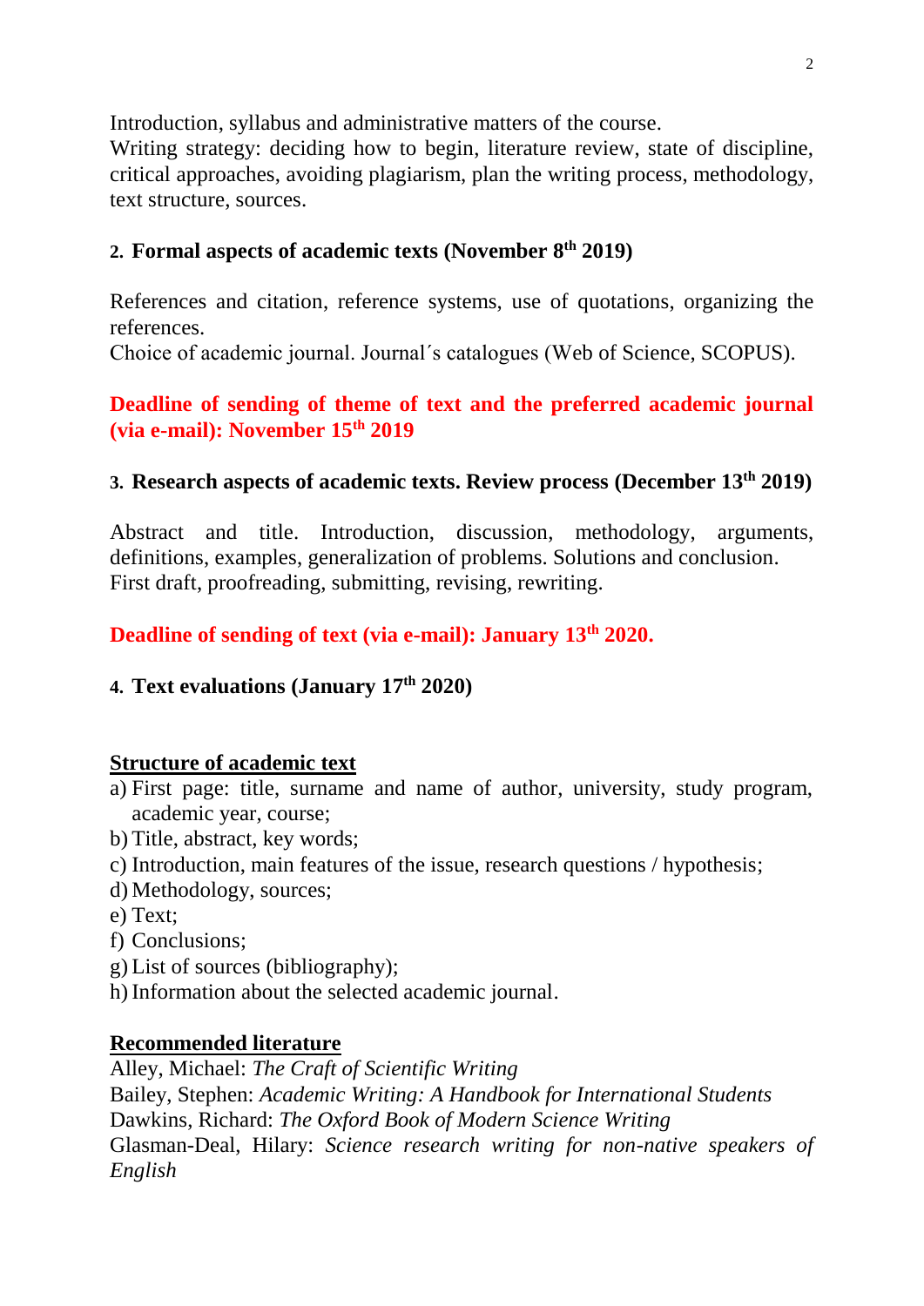Introduction, syllabus and administrative matters of the course.
Writing strategy: deciding how to begin, literature review, state of discipline, critical approaches, avoiding plagiarism, plan the writing process, methodology, text structure, sources.

## 2. Formal aspects of academic texts (November 8th 2019)

References and citation, reference systems, use of quotations, organizing the references.
Choice of academic journal. Journal´s catalogues (Web of Science, SCOPUS).

**Deadline of sending of theme of text and the preferred academic journal (via e-mail): November 15th 2019**

## 3. Research aspects of academic texts. Review process (December 13th 2019)

Abstract and title. Introduction, discussion, methodology, arguments, definitions, examples, generalization of problems. Solutions and conclusion.
First draft, proofreading, submitting, revising, rewriting.

**Deadline of sending of text (via e-mail): January 13th 2020.**

## 4. Text evaluations (January 17th 2020)

### Structure of academic text

a) First page: title, surname and name of author, university, study program, academic year, course;
b) Title, abstract, key words;
c) Introduction, main features of the issue, research questions / hypothesis;
d) Methodology, sources;
e) Text;
f) Conclusions;
g) List of sources (bibliography);
h) Information about the selected academic journal.

### Recommended literature

Alley, Michael: *The Craft of Scientific Writing*
Bailey, Stephen: *Academic Writing: A Handbook for International Students*
Dawkins, Richard: *The Oxford Book of Modern Science Writing*
Glasman-Deal, Hilary: *Science research writing for non-native speakers of English*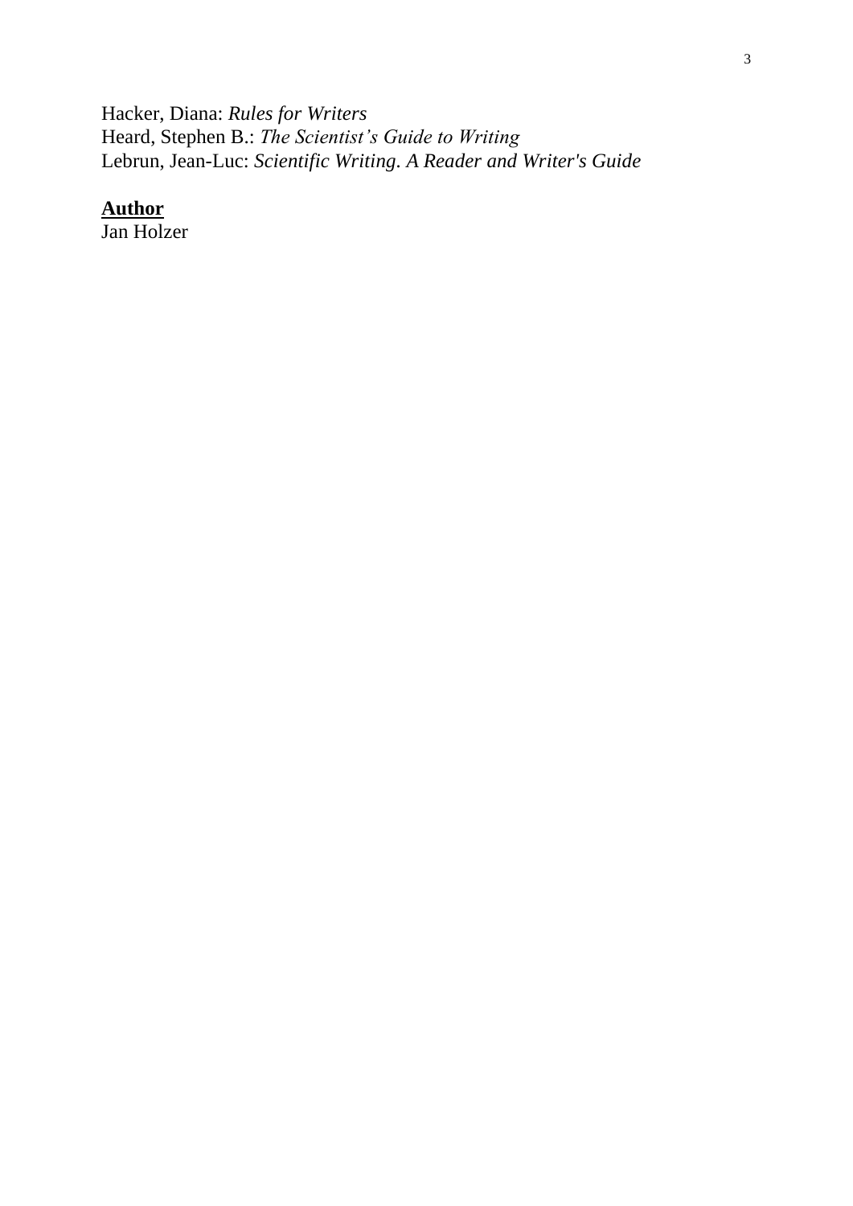Hacker, Diana: *Rules for Writers*
Heard, Stephen B.: *The Scientist's Guide to Writing*
Lebrun, Jean-Luc: *Scientific Writing. A Reader and Writer's Guide*

**Author**
Jan Holzer